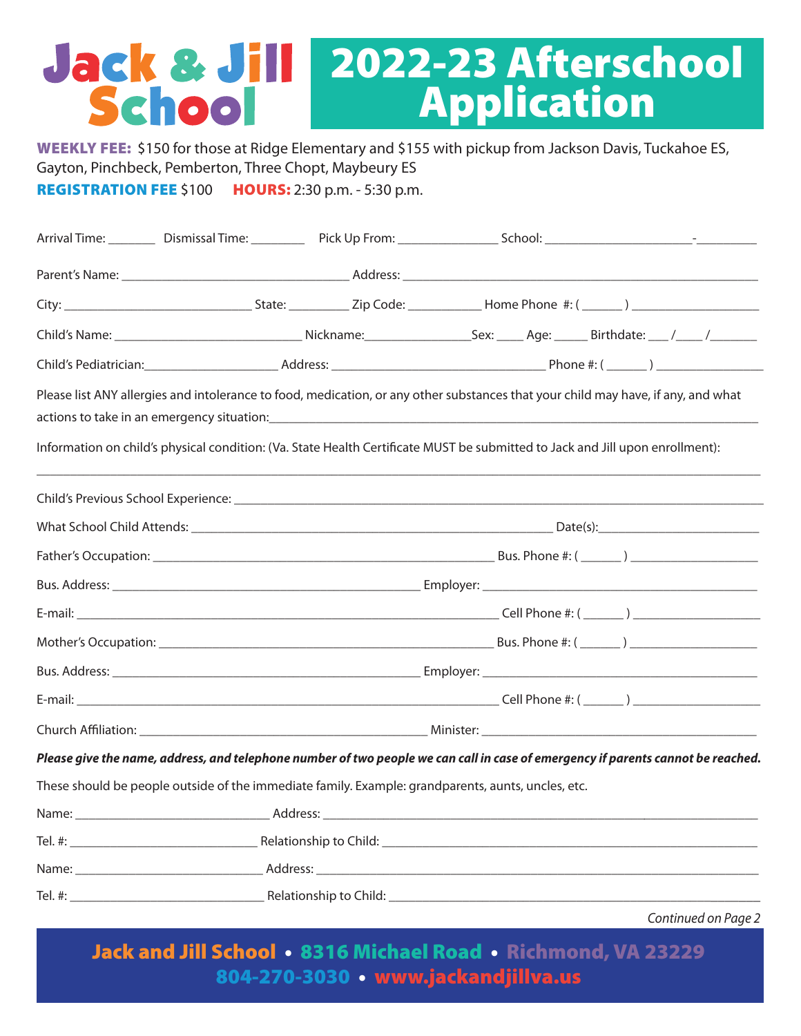# Jack & Jill School

# 2022-23 Afterschool Application

**WEEKLY FEE:** $150 for those at Ridge Elementary and $155 with pickup from Jackson Davis, Tuckahoe ES, Gayton, Pinchbeck, Pemberton, Three Chopt, Maybeury ES

**REGISTRATION FEE** $100 **HOURS:** 2:30 p.m. - 5:30 p.m.

Arrival Time: _______ Dismissal Time: ________ Pick Up From: ______________ School: _____________________-_________

Parent's Name: _________________________________ Address: ___________________________________________________

City: ___________________________ State: _________ Zip Code: ___________ Home Phone #: ( ______ ) ___________________

Child's Name: ___________________________ Nickname:_______________Sex: ____ Age: _____ Birthdate: ___ /____ /_______

Child's Pediatrician:____________________ Address: ________________________________ Phone #: ( ______ ) ________________

Please list ANY allergies and intolerance to food, medication, or any other substances that your child may have, if any, and what actions to take in an emergency situation:_________________________________________________________________________

Information on child's physical condition: (Va. State Health Certificate MUST be submitted to Jack and Jill upon enrollment):

___________________________________________________________________________________________________________

Child's Previous School Experience: _____________________________________________________________________________

What School Child Attends: ______________________________________________________ Date(s):________________________

Father's Occupation: ____________________________________________________ Bus. Phone #: ( ______ ) ___________________

Bus. Address: ______________________________________________ Employer: ___________________________________________

E-mail: _____________________________________________________________ Cell Phone #: ( ______ ) ___________________

Mother's Occupation: ___________________________________________________ Bus. Phone #: ( ______ ) ___________________

Bus. Address: ______________________________________________ Employer: ___________________________________________

E-mail: _____________________________________________________________ Cell Phone #: ( ______ ) ___________________

Church Affiliation: __________________________________________ Minister: ___________________________________________

***Please give the name, address, and telephone number of two people we can call in case of emergency if parents cannot be reached.***

These should be people outside of the immediate family. Example: grandparents, aunts, uncles, etc.

Name: ____________________________ Address: _________________________________________________________________

Tel. #: ____________________________ Relationship to Child: ______________________________________________________

Name: ____________________________ Address: _________________________________________________________________

Tel. #: ____________________________ Relationship to Child: ______________________________________________________

*Continued on Page 2*

**Jack and Jill School • 8316 Michael Road • Richmond, VA 23229**
**804-270-3030 • www.jackandjillva.us**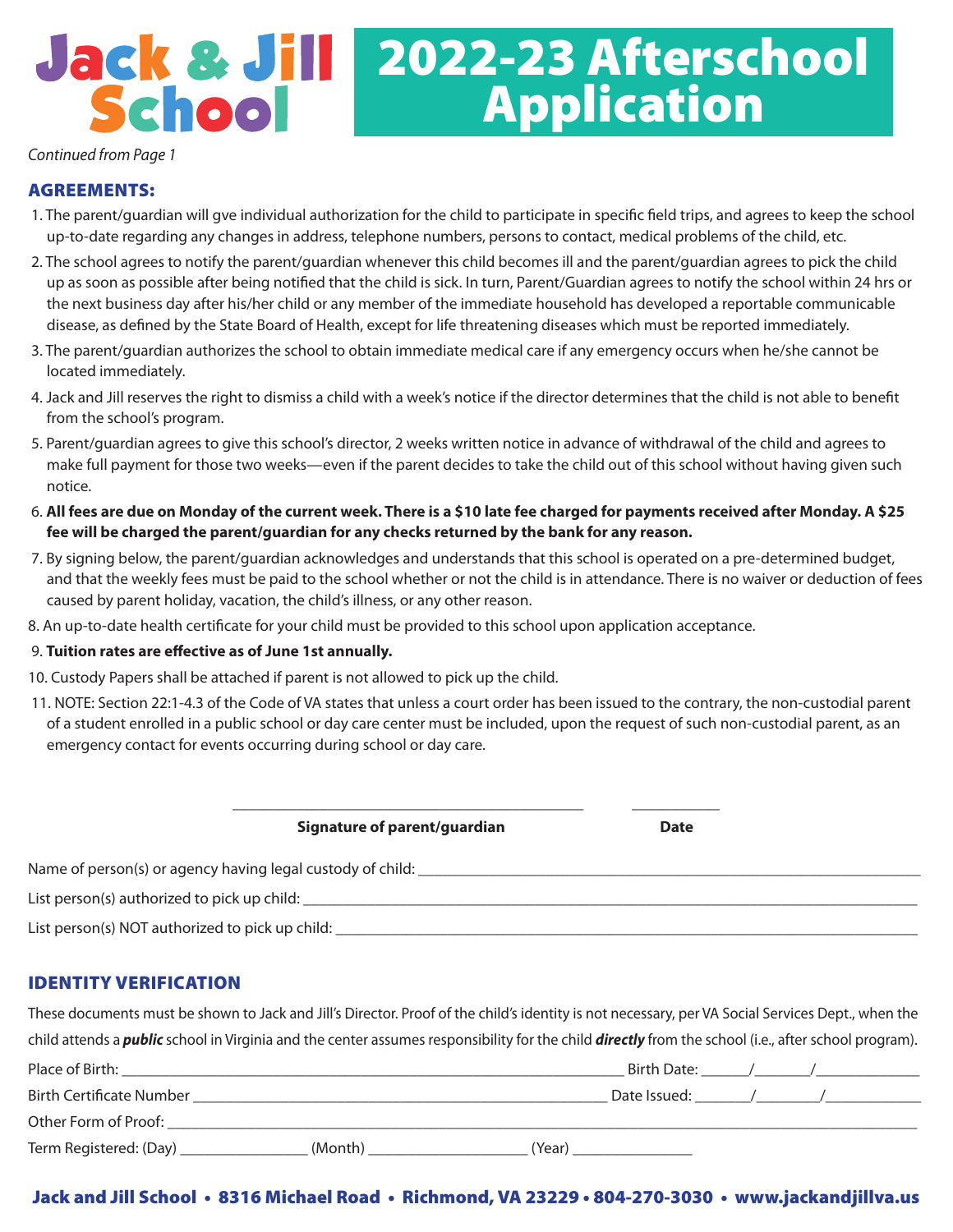# Jack & Jill School

# 2022-23 Afterschool Application

*Continued from Page 1*

## AGREEMENTS:

1. The parent/guardian will gve individual authorization for the child to participate in specific field trips, and agrees to keep the school up-to-date regarding any changes in address, telephone numbers, persons to contact, medical problems of the child, etc.
2. The school agrees to notify the parent/guardian whenever this child becomes ill and the parent/guardian agrees to pick the child up as soon as possible after being notified that the child is sick. In turn, Parent/Guardian agrees to notify the school within 24 hrs or the next business day after his/her child or any member of the immediate household has developed a reportable communicable disease, as defined by the State Board of Health, except for life threatening diseases which must be reported immediately.
3. The parent/guardian authorizes the school to obtain immediate medical care if any emergency occurs when he/she cannot be located immediately.
4. Jack and Jill reserves the right to dismiss a child with a week's notice if the director determines that the child is not able to benefit from the school's program.
5. Parent/guardian agrees to give this school's director, 2 weeks written notice in advance of withdrawal of the child and agrees to make full payment for those two weeks—even if the parent decides to take the child out of this school without having given such notice.
6. **All fees are due on Monday of the current week. There is a $10 late fee charged for payments received after Monday. A $25 fee will be charged the parent/guardian for any checks returned by the bank for any reason.**
7. By signing below, the parent/guardian acknowledges and understands that this school is operated on a pre-determined budget, and that the weekly fees must be paid to the school whether or not the child is in attendance. There is no waiver or deduction of fees caused by parent holiday, vacation, the child's illness, or any other reason.
8. An up-to-date health certificate for your child must be provided to this school upon application acceptance.
9. **Tuition rates are effective as of June 1st annually.**
10. Custody Papers shall be attached if parent is not allowed to pick up the child.
11. NOTE: Section 22:1-4.3 of the Code of VA states that unless a court order has been issued to the contrary, the non-custodial parent of a student enrolled in a public school or day care center must be included, upon the request of such non-custodial parent, as an emergency contact for events occurring during school or day care.

_____________________________________________ ___________

**Signature of parent/guardian** **Date**

Name of person(s) or agency having legal custody of child: ______________________________________________

List person(s) authorized to pick up child: ______________________________________________

List person(s) NOT authorized to pick up child: ______________________________________________

## IDENTITY VERIFICATION

These documents must be shown to Jack and Jill's Director. Proof of the child's identity is not necessary, per VA Social Services Dept., when the child attends a ***public*** school in Virginia and the center assumes responsibility for the child ***directly*** from the school (i.e., after school program).

Place of Birth: ______________________________________________ Birth Date: ______/_______/_____________

Birth Certificate Number ______________________________________________ Date Issued: _______/________/____________

Other Form of Proof: ______________________________________________

Term Registered: (Day) ________________ (Month) ____________________ (Year) _______________

**Jack and Jill School • 8316 Michael Road • Richmond, VA 23229 • 804-270-3030 • www.jackandjillva.us**